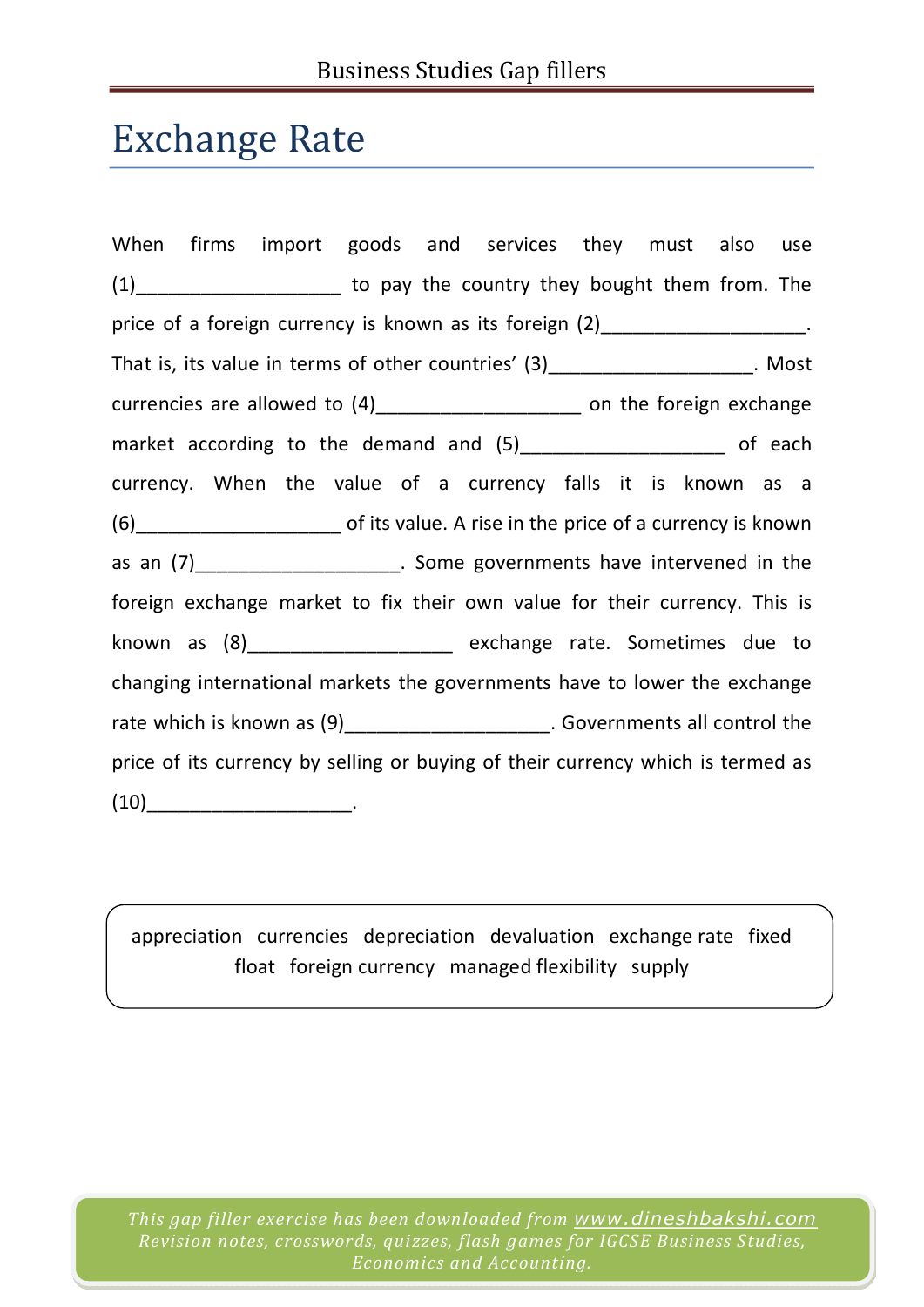# Exchange Rate

When firms import goods and services they must also use (1)___________________ to pay the country they bought them from. The price of a foreign currency is known as its foreign (2)___________________. That is, its value in terms of other countries' (3)___________________. Most currencies are allowed to (4)___________________ on the foreign exchange market according to the demand and (5)___________________ of each currency. When the value of a currency falls it is known as a (6)___________________ of its value. A rise in the price of a currency is known as an (7)___________________. Some governments have intervened in the foreign exchange market to fix their own value for their currency. This is known as (8)___________________ exchange rate. Sometimes due to changing international markets the governments have to lower the exchange rate which is known as (9)___________________. Governments all control the price of its currency by selling or buying of their currency which is termed as (10)___________________.

appreciation   currencies   depreciation   devaluation   exchange rate   fixed   float   foreign currency   managed flexibility   supply

*This gap filler exercise has been downloaded from www.dineshbakshi.com*
*Revision notes, crosswords, quizzes, flash games for IGCSE Business Studies, Economics and Accounting.*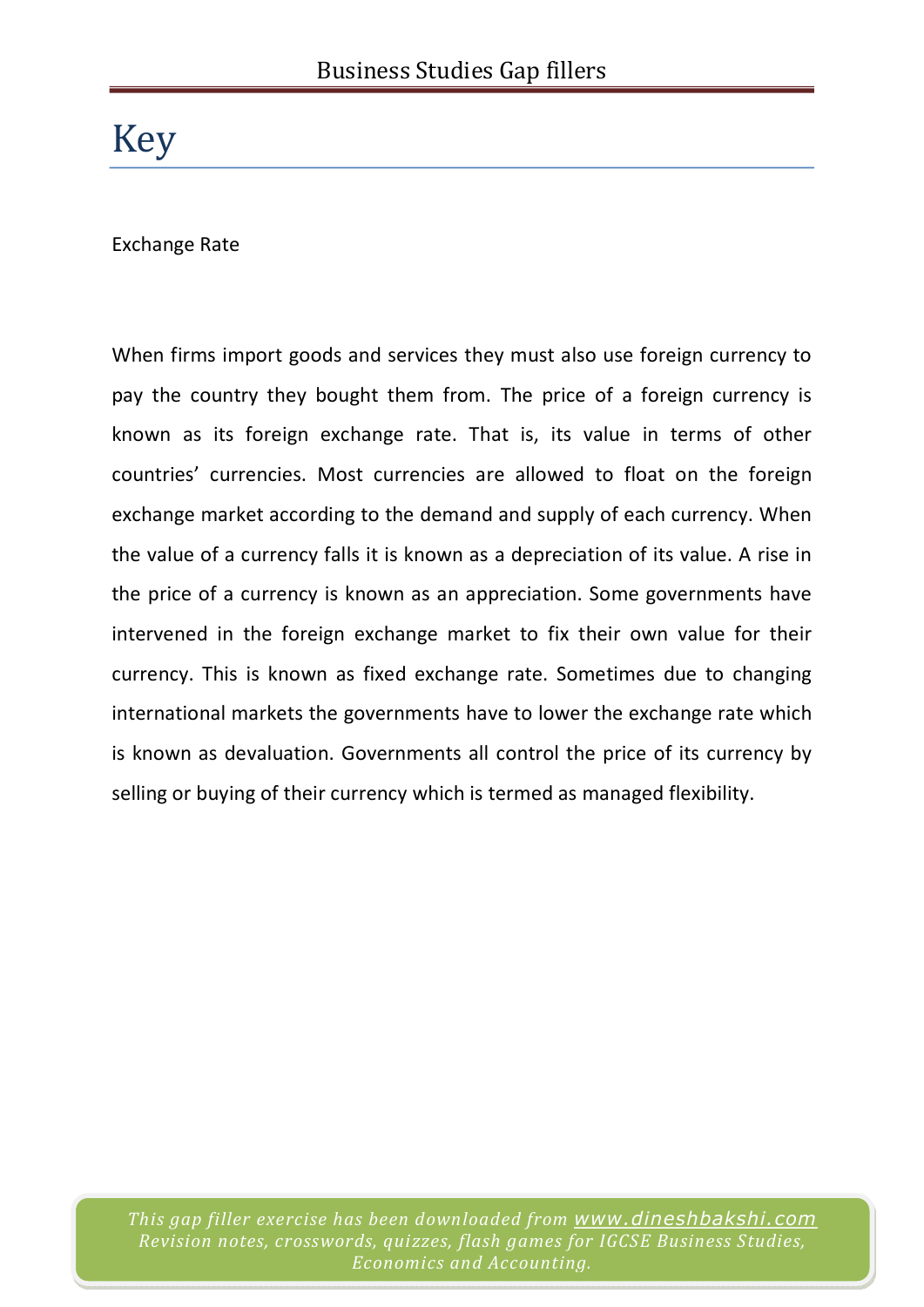# Key

Exchange Rate

When firms import goods and services they must also use foreign currency to pay the country they bought them from. The price of a foreign currency is known as its foreign exchange rate. That is, its value in terms of other countries' currencies. Most currencies are allowed to float on the foreign exchange market according to the demand and supply of each currency. When the value of a currency falls it is known as a depreciation of its value. A rise in the price of a currency is known as an appreciation. Some governments have intervened in the foreign exchange market to fix their own value for their currency. This is known as fixed exchange rate. Sometimes due to changing international markets the governments have to lower the exchange rate which is known as devaluation. Governments all control the price of its currency by selling or buying of their currency which is termed as managed flexibility.

*This gap filler exercise has been downloaded from www.dineshbakshi.com*
*Revision notes, crosswords, quizzes, flash games for IGCSE Business Studies, Economics and Accounting.*